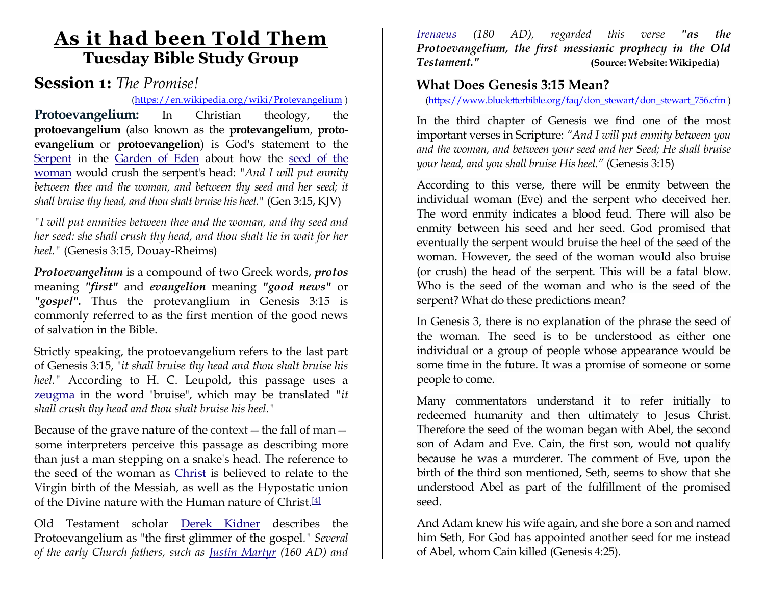# As it had been Told Them
## Tuesday Bible Study Group

## Session 1: *The Promise!*

(https://en.wikipedia.org/wiki/Protevangelium )

**Protoevangelium:** In Christian theology, the **protoevangelium** (also known as the **protevangelium**, **proto-evangelium** or **protoevangelion**) is God's statement to the Serpent in the Garden of Eden about how the seed of the woman would crush the serpent's head: "*And I will put enmity between thee and the woman, and between thy seed and her seed; it shall bruise thy head, and thou shalt bruise his heel.*" (Gen 3:15, KJV)

"*I will put enmities between thee and the woman, and thy seed and her seed: she shall crush thy head, and thou shalt lie in wait for her heel.*" (Genesis 3:15, Douay-Rheims)

***Protoevangelium*** is a compound of two Greek words, ***protos*** meaning ***"first"*** and ***evangelion*** meaning ***"good news"*** or ***"gospel".*** Thus the protevanglium in Genesis 3:15 is commonly referred to as the first mention of the good news of salvation in the Bible.

Strictly speaking, the protoevangelium refers to the last part of Genesis 3:15, "*it shall bruise thy head and thou shalt bruise his heel.*" According to H. C. Leupold, this passage uses a zeugma in the word "bruise", which may be translated "*it shall crush thy head and thou shalt bruise his heel.*"

Because of the grave nature of the context—the fall of man—some interpreters perceive this passage as describing more than just a man stepping on a snake's head. The reference to the seed of the woman as Christ is believed to relate to the Virgin birth of the Messiah, as well as the Hypostatic union of the Divine nature with the Human nature of Christ.[4]

Old Testament scholar Derek Kidner describes the Protoevangelium as "the first glimmer of the gospel." *Several of the early Church fathers, such as Justin Martyr (160 AD) and Irenaeus (180 AD), regarded this verse **"as the Protoevangelium, the first messianic prophecy in the Old Testament."*** **(Source: Website: Wikipedia)**

### What Does Genesis 3:15 Mean?

(https://www.blueletterbible.org/faq/don_stewart/don_stewart_756.cfm )

In the third chapter of Genesis we find one of the most important verses in Scripture: *"And I will put enmity between you and the woman, and between your seed and her Seed; He shall bruise your head, and you shall bruise His heel."* (Genesis 3:15)

According to this verse, there will be enmity between the individual woman (Eve) and the serpent who deceived her. The word enmity indicates a blood feud. There will also be enmity between his seed and her seed. God promised that eventually the serpent would bruise the heel of the seed of the woman. However, the seed of the woman would also bruise (or crush) the head of the serpent. This will be a fatal blow. Who is the seed of the woman and who is the seed of the serpent? What do these predictions mean?

In Genesis 3, there is no explanation of the phrase the seed of the woman. The seed is to be understood as either one individual or a group of people whose appearance would be some time in the future. It was a promise of someone or some people to come.

Many commentators understand it to refer initially to redeemed humanity and then ultimately to Jesus Christ. Therefore the seed of the woman began with Abel, the second son of Adam and Eve. Cain, the first son, would not qualify because he was a murderer. The comment of Eve, upon the birth of the third son mentioned, Seth, seems to show that she understood Abel as part of the fulfillment of the promised seed.

And Adam knew his wife again, and she bore a son and named him Seth, For God has appointed another seed for me instead of Abel, whom Cain killed (Genesis 4:25).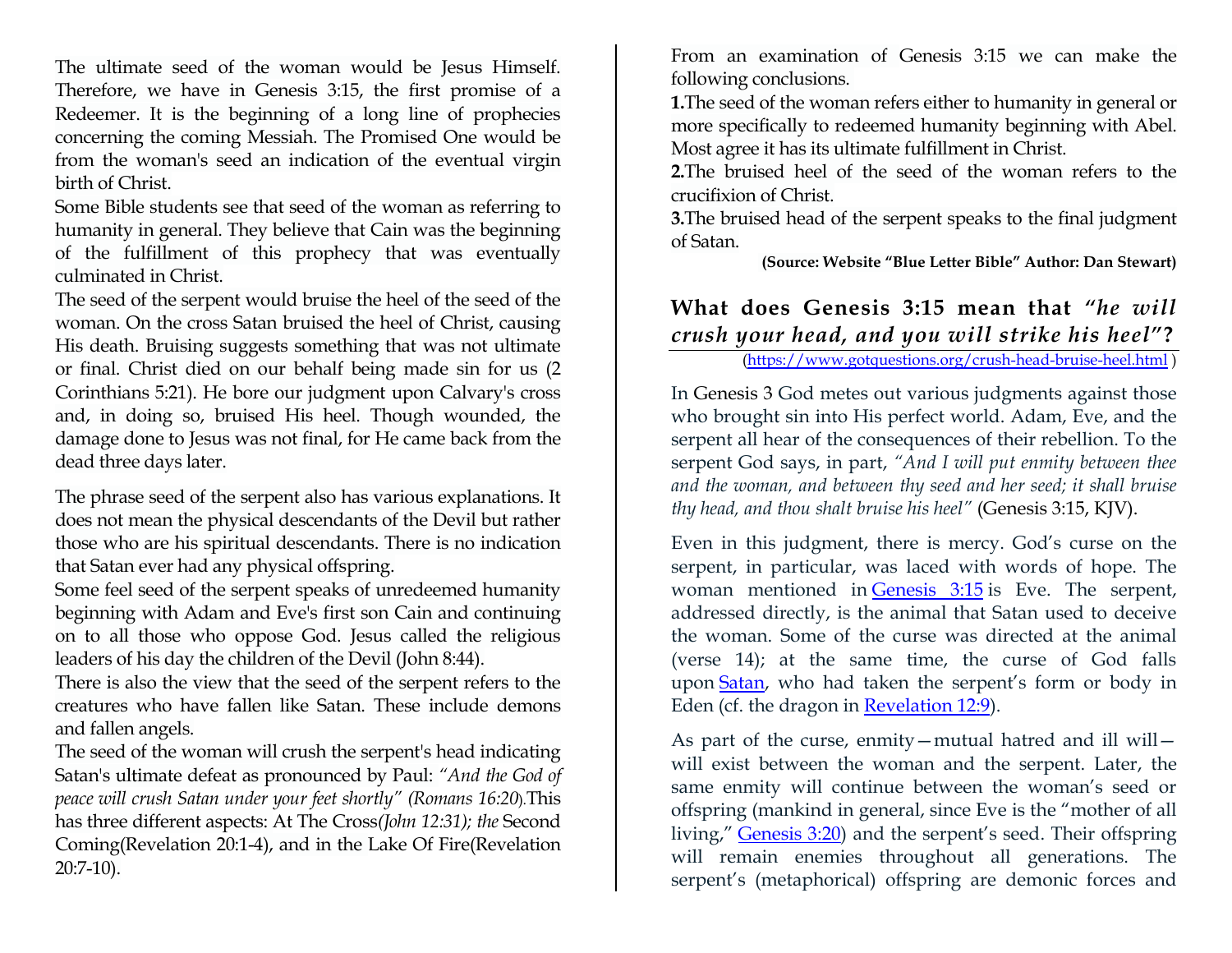The ultimate seed of the woman would be Jesus Himself. Therefore, we have in Genesis 3:15, the first promise of a Redeemer. It is the beginning of a long line of prophecies concerning the coming Messiah. The Promised One would be from the woman's seed an indication of the eventual virgin birth of Christ.

Some Bible students see that seed of the woman as referring to humanity in general. They believe that Cain was the beginning of the fulfillment of this prophecy that was eventually culminated in Christ.

The seed of the serpent would bruise the heel of the seed of the woman. On the cross Satan bruised the heel of Christ, causing His death. Bruising suggests something that was not ultimate or final. Christ died on our behalf being made sin for us (2 Corinthians 5:21). He bore our judgment upon Calvary's cross and, in doing so, bruised His heel. Though wounded, the damage done to Jesus was not final, for He came back from the dead three days later.

The phrase seed of the serpent also has various explanations. It does not mean the physical descendants of the Devil but rather those who are his spiritual descendants. There is no indication that Satan ever had any physical offspring.

Some feel seed of the serpent speaks of unredeemed humanity beginning with Adam and Eve's first son Cain and continuing on to all those who oppose God. Jesus called the religious leaders of his day the children of the Devil (John 8:44).

There is also the view that the seed of the serpent refers to the creatures who have fallen like Satan. These include demons and fallen angels.

The seed of the woman will crush the serpent's head indicating Satan's ultimate defeat as pronounced by Paul: *"And the God of peace will crush Satan under your feet shortly" (Romans 16:20).* This has three different aspects: At The Cross*(John 12:31); the* Second Coming(Revelation 20:1-4), and in the Lake Of Fire(Revelation 20:7-10).

From an examination of Genesis 3:15 we can make the following conclusions.

**1.**The seed of the woman refers either to humanity in general or more specifically to redeemed humanity beginning with Abel. Most agree it has its ultimate fulfillment in Christ.

**2.**The bruised heel of the seed of the woman refers to the crucifixion of Christ.

**3.**The bruised head of the serpent speaks to the final judgment of Satan.

**(Source: Website "Blue Letter Bible" Author: Dan Stewart)**

## What does Genesis 3:15 mean that *"he will crush your head, and you will strike his heel"*?

(https://www.gotquestions.org/crush-head-bruise-heel.html )

In Genesis 3 God metes out various judgments against those who brought sin into His perfect world. Adam, Eve, and the serpent all hear of the consequences of their rebellion. To the serpent God says, in part, *"And I will put enmity between thee and the woman, and between thy seed and her seed; it shall bruise thy head, and thou shalt bruise his heel"* (Genesis 3:15, KJV).

Even in this judgment, there is mercy. God's curse on the serpent, in particular, was laced with words of hope. The woman mentioned in Genesis 3:15 is Eve. The serpent, addressed directly, is the animal that Satan used to deceive the woman. Some of the curse was directed at the animal (verse 14); at the same time, the curse of God falls upon Satan, who had taken the serpent's form or body in Eden (cf. the dragon in Revelation 12:9).

As part of the curse, enmity—mutual hatred and ill will—will exist between the woman and the serpent. Later, the same enmity will continue between the woman's seed or offspring (mankind in general, since Eve is the "mother of all living," Genesis 3:20) and the serpent's seed. Their offspring will remain enemies throughout all generations. The serpent's (metaphorical) offspring are demonic forces and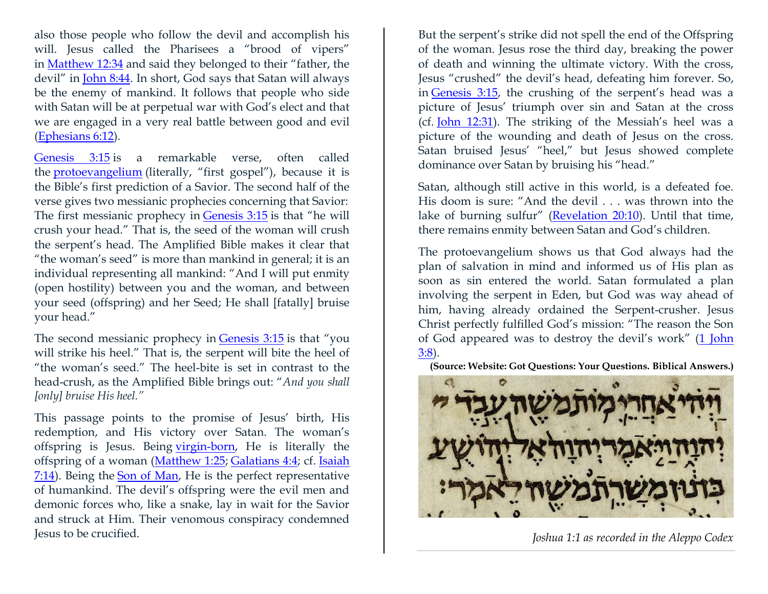also those people who follow the devil and accomplish his will. Jesus called the Pharisees a "brood of vipers" in Matthew 12:34 and said they belonged to their "father, the devil" in John 8:44. In short, God says that Satan will always be the enemy of mankind. It follows that people who side with Satan will be at perpetual war with God's elect and that we are engaged in a very real battle between good and evil (Ephesians 6:12).

Genesis 3:15 is a remarkable verse, often called the protoevangelium (literally, "first gospel"), because it is the Bible's first prediction of a Savior. The second half of the verse gives two messianic prophecies concerning that Savior: The first messianic prophecy in Genesis 3:15 is that "he will crush your head." That is, the seed of the woman will crush the serpent's head. The Amplified Bible makes it clear that "the woman's seed" is more than mankind in general; it is an individual representing all mankind: "And I will put enmity (open hostility) between you and the woman, and between your seed (offspring) and her Seed; He shall [fatally] bruise your head."

The second messianic prophecy in Genesis 3:15 is that "you will strike his heel." That is, the serpent will bite the heel of "the woman's seed." The heel-bite is set in contrast to the head-crush, as the Amplified Bible brings out: "*And you shall [only] bruise His heel.*"

This passage points to the promise of Jesus' birth, His redemption, and His victory over Satan. The woman's offspring is Jesus. Being virgin-born, He is literally the offspring of a woman (Matthew 1:25; Galatians 4:4; cf. Isaiah 7:14). Being the Son of Man, He is the perfect representative of humankind. The devil's offspring were the evil men and demonic forces who, like a snake, lay in wait for the Savior and struck at Him. Their venomous conspiracy condemned Jesus to be crucified.

But the serpent's strike did not spell the end of the Offspring of the woman. Jesus rose the third day, breaking the power of death and winning the ultimate victory. With the cross, Jesus "crushed" the devil's head, defeating him forever. So, in Genesis 3:15, the crushing of the serpent's head was a picture of Jesus' triumph over sin and Satan at the cross (cf. John 12:31). The striking of the Messiah's heel was a picture of the wounding and death of Jesus on the cross. Satan bruised Jesus' "heel," but Jesus showed complete dominance over Satan by bruising his "head."

Satan, although still active in this world, is a defeated foe. His doom is sure: "And the devil . . . was thrown into the lake of burning sulfur" (Revelation 20:10). Until that time, there remains enmity between Satan and God's children.

The protoevangelium shows us that God always had the plan of salvation in mind and informed us of His plan as soon as sin entered the world. Satan formulated a plan involving the serpent in Eden, but God was way ahead of him, having already ordained the Serpent-crusher. Jesus Christ perfectly fulfilled God's mission: "The reason the Son of God appeared was to destroy the devil's work" (1 John 3:8).

**(Source: Website: Got Questions: Your Questions. Biblical Answers.)**

*Joshua 1:1 as recorded in the Aleppo Codex*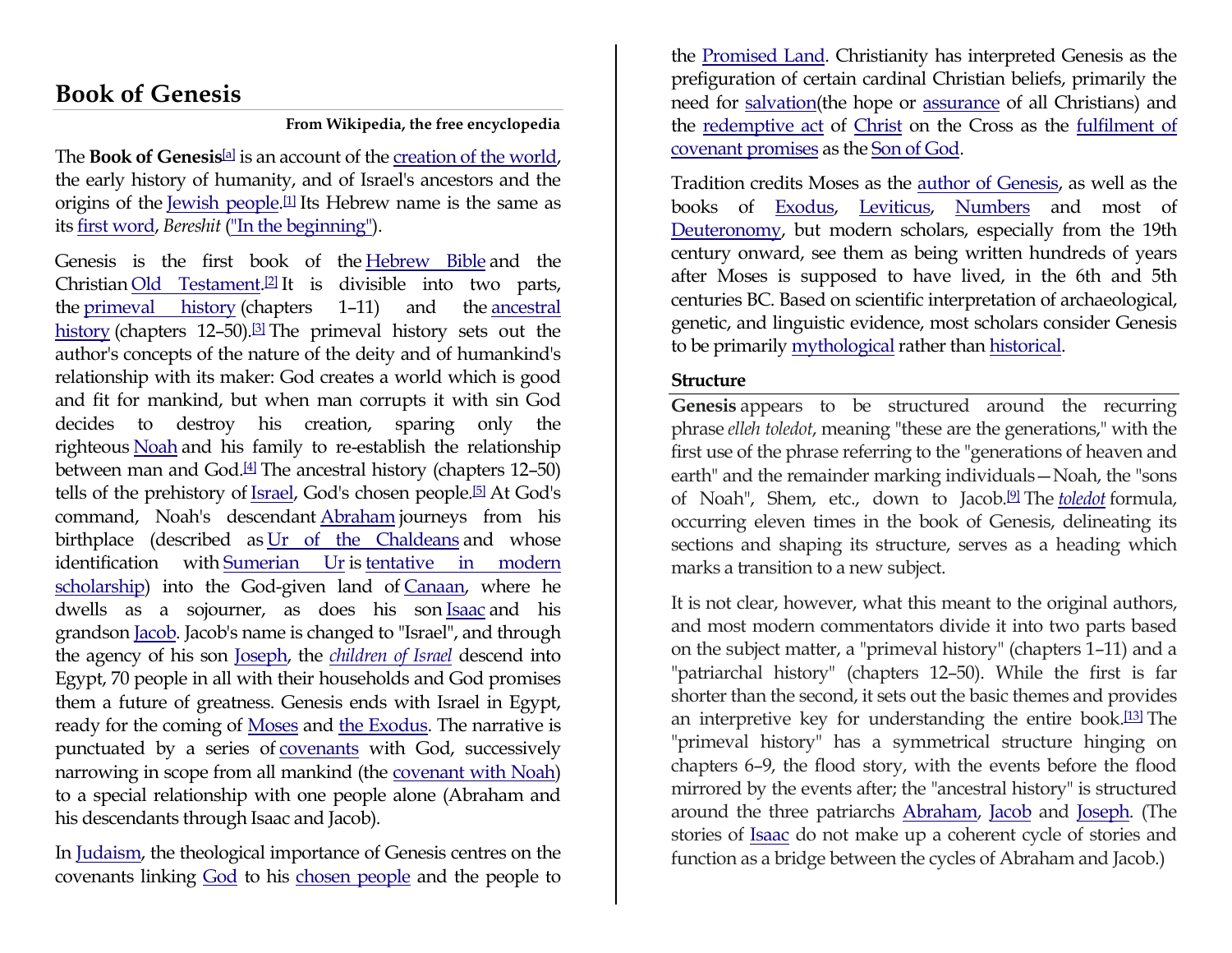# Book of Genesis

**From Wikipedia, the free encyclopedia**

The **Book of Genesis**[a] is an account of the creation of the world, the early history of humanity, and of Israel's ancestors and the origins of the Jewish people.[1] Its Hebrew name is the same as its first word, *Bereshit* ("In the beginning").

Genesis is the first book of the Hebrew Bible and the Christian Old Testament.[2] It is divisible into two parts, the primeval history (chapters 1–11) and the ancestral history (chapters 12–50).[3] The primeval history sets out the author's concepts of the nature of the deity and of humankind's relationship with its maker: God creates a world which is good and fit for mankind, but when man corrupts it with sin God decides to destroy his creation, sparing only the righteous Noah and his family to re-establish the relationship between man and God.[4] The ancestral history (chapters 12–50) tells of the prehistory of Israel, God's chosen people.[5] At God's command, Noah's descendant Abraham journeys from his birthplace (described as Ur of the Chaldeans and whose identification with Sumerian Ur is tentative in modern scholarship) into the God-given land of Canaan, where he dwells as a sojourner, as does his son Isaac and his grandson Jacob. Jacob's name is changed to "Israel", and through the agency of his son Joseph, the *children of Israel* descend into Egypt, 70 people in all with their households and God promises them a future of greatness. Genesis ends with Israel in Egypt, ready for the coming of Moses and the Exodus. The narrative is punctuated by a series of covenants with God, successively narrowing in scope from all mankind (the covenant with Noah) to a special relationship with one people alone (Abraham and his descendants through Isaac and Jacob).

In Judaism, the theological importance of Genesis centres on the covenants linking God to his chosen people and the people to the Promised Land. Christianity has interpreted Genesis as the prefiguration of certain cardinal Christian beliefs, primarily the need for salvation(the hope or assurance of all Christians) and the redemptive act of Christ on the Cross as the fulfilment of covenant promises as the Son of God.

Tradition credits Moses as the author of Genesis, as well as the books of Exodus, Leviticus, Numbers and most of Deuteronomy, but modern scholars, especially from the 19th century onward, see them as being written hundreds of years after Moses is supposed to have lived, in the 6th and 5th centuries BC. Based on scientific interpretation of archaeological, genetic, and linguistic evidence, most scholars consider Genesis to be primarily mythological rather than historical.

## Structure

**Genesis** appears to be structured around the recurring phrase *elleh toledot*, meaning "these are the generations," with the first use of the phrase referring to the "generations of heaven and earth" and the remainder marking individuals—Noah, the "sons of Noah", Shem, etc., down to Jacob.[9] The *toledot* formula, occurring eleven times in the book of Genesis, delineating its sections and shaping its structure, serves as a heading which marks a transition to a new subject.

It is not clear, however, what this meant to the original authors, and most modern commentators divide it into two parts based on the subject matter, a "primeval history" (chapters 1–11) and a "patriarchal history" (chapters 12–50). While the first is far shorter than the second, it sets out the basic themes and provides an interpretive key for understanding the entire book.[13] The "primeval history" has a symmetrical structure hinging on chapters 6–9, the flood story, with the events before the flood mirrored by the events after; the "ancestral history" is structured around the three patriarchs Abraham, Jacob and Joseph. (The stories of Isaac do not make up a coherent cycle of stories and function as a bridge between the cycles of Abraham and Jacob.)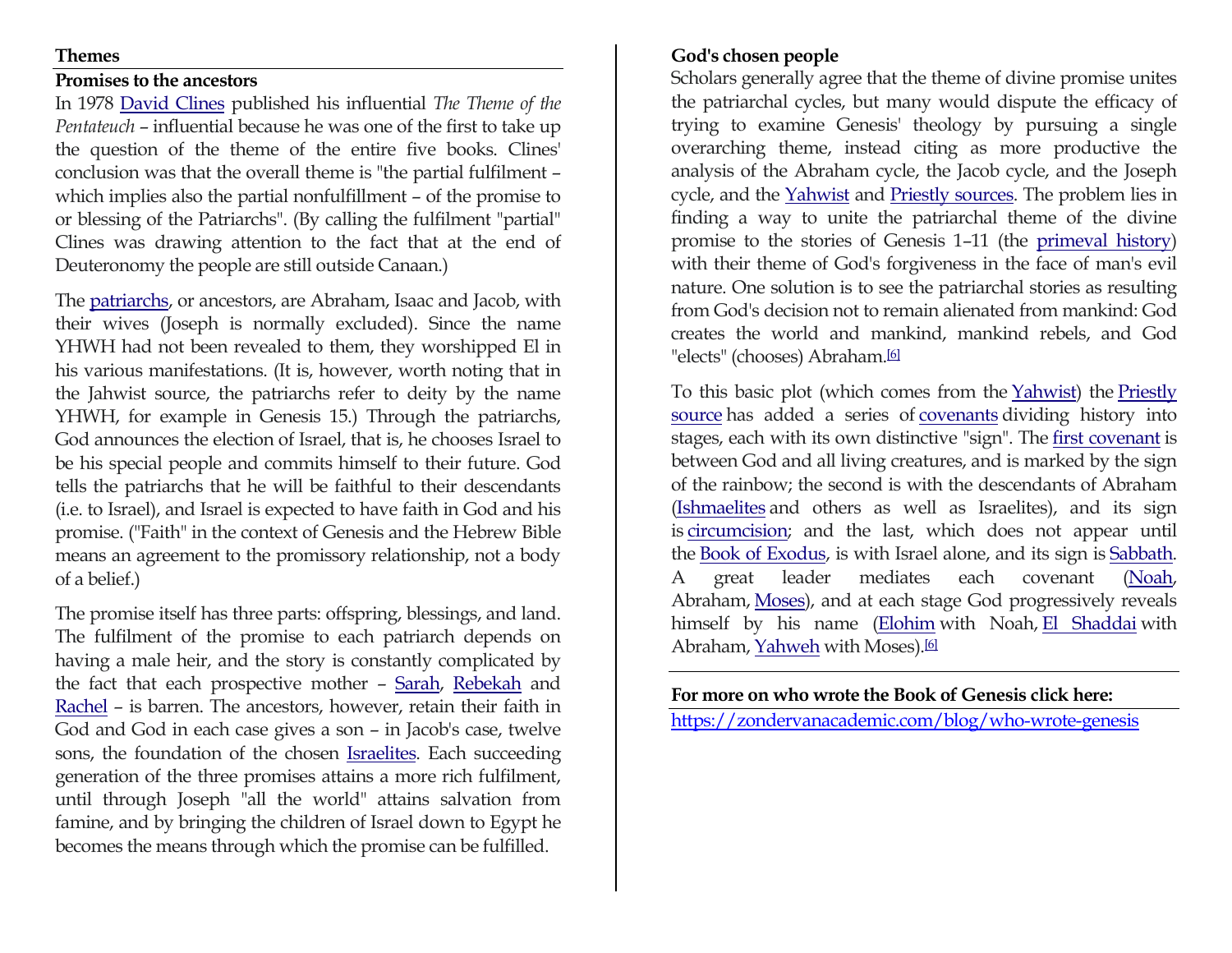**Themes**

**Promises to the ancestors**

In 1978 David Clines published his influential *The Theme of the Pentateuch* – influential because he was one of the first to take up the question of the theme of the entire five books. Clines' conclusion was that the overall theme is "the partial fulfilment – which implies also the partial nonfulfillment – of the promise to or blessing of the Patriarchs". (By calling the fulfilment "partial" Clines was drawing attention to the fact that at the end of Deuteronomy the people are still outside Canaan.)

The patriarchs, or ancestors, are Abraham, Isaac and Jacob, with their wives (Joseph is normally excluded). Since the name YHWH had not been revealed to them, they worshipped El in his various manifestations. (It is, however, worth noting that in the Jahwist source, the patriarchs refer to deity by the name YHWH, for example in Genesis 15.) Through the patriarchs, God announces the election of Israel, that is, he chooses Israel to be his special people and commits himself to their future. God tells the patriarchs that he will be faithful to their descendants (i.e. to Israel), and Israel is expected to have faith in God and his promise. ("Faith" in the context of Genesis and the Hebrew Bible means an agreement to the promissory relationship, not a body of a belief.)

The promise itself has three parts: offspring, blessings, and land. The fulfilment of the promise to each patriarch depends on having a male heir, and the story is constantly complicated by the fact that each prospective mother – Sarah, Rebekah and Rachel – is barren. The ancestors, however, retain their faith in God and God in each case gives a son – in Jacob's case, twelve sons, the foundation of the chosen Israelites. Each succeeding generation of the three promises attains a more rich fulfilment, until through Joseph "all the world" attains salvation from famine, and by bringing the children of Israel down to Egypt he becomes the means through which the promise can be fulfilled.

**God's chosen people**

Scholars generally agree that the theme of divine promise unites the patriarchal cycles, but many would dispute the efficacy of trying to examine Genesis' theology by pursuing a single overarching theme, instead citing as more productive the analysis of the Abraham cycle, the Jacob cycle, and the Joseph cycle, and the Yahwist and Priestly sources. The problem lies in finding a way to unite the patriarchal theme of the divine promise to the stories of Genesis 1–11 (the primeval history) with their theme of God's forgiveness in the face of man's evil nature. One solution is to see the patriarchal stories as resulting from God's decision not to remain alienated from mankind: God creates the world and mankind, mankind rebels, and God "elects" (chooses) Abraham.[6]

To this basic plot (which comes from the Yahwist) the Priestly source has added a series of covenants dividing history into stages, each with its own distinctive "sign". The first covenant is between God and all living creatures, and is marked by the sign of the rainbow; the second is with the descendants of Abraham (Ishmaelites and others as well as Israelites), and its sign is circumcision; and the last, which does not appear until the Book of Exodus, is with Israel alone, and its sign is Sabbath. A great leader mediates each covenant (Noah, Abraham, Moses), and at each stage God progressively reveals himself by his name (Elohim with Noah, El Shaddai with Abraham, Yahweh with Moses).[6]

**For more on who wrote the Book of Genesis click here:**

https://zondervanacademic.com/blog/who-wrote-genesis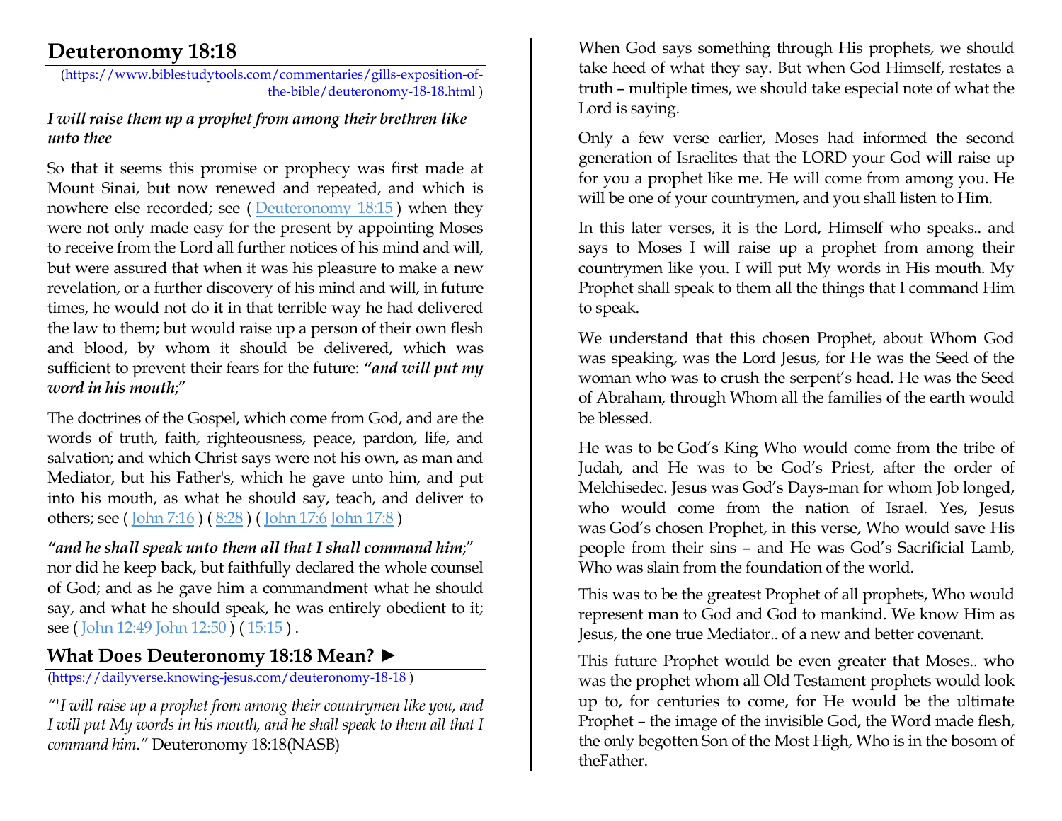## Deuteronomy 18:18

(https://www.biblestudytools.com/commentaries/gills-exposition-of-the-bible/deuteronomy-18-18.html )

***I will raise them up a prophet from among their brethren like unto thee***

So that it seems this promise or prophecy was first made at Mount Sinai, but now renewed and repeated, and which is nowhere else recorded; see ( Deuteronomy 18:15 ) when they were not only made easy for the present by appointing Moses to receive from the Lord all further notices of his mind and will, but were assured that when it was his pleasure to make a new revelation, or a further discovery of his mind and will, in future times, he would not do it in that terrible way he had delivered the law to them; but would raise up a person of their own flesh and blood, by whom it should be delivered, which was sufficient to prevent their fears for the future: ***"and will put my word in his mouth;"***

The doctrines of the Gospel, which come from God, and are the words of truth, faith, righteousness, peace, pardon, life, and salvation; and which Christ says were not his own, as man and Mediator, but his Father's, which he gave unto him, and put into his mouth, as what he should say, teach, and deliver to others; see ( John 7:16 ) ( 8:28 ) ( John 17:6 John 17:8 )

***"and he shall speak unto them all that I shall command him;"*** nor did he keep back, but faithfully declared the whole counsel of God; and as he gave him a commandment what he should say, and what he should speak, he was entirely obedient to it; see ( John 12:49 John 12:50 ) ( 15:15 ) .

## What Does Deuteronomy 18:18 Mean? ►

(https://dailyverse.knowing-jesus.com/deuteronomy-18-18 )

*"'I will raise up a prophet from among their countrymen like you, and I will put My words in his mouth, and he shall speak to them all that I command him."* Deuteronomy 18:18(NASB)

When God says something through His prophets, we should take heed of what they say. But when God Himself, restates a truth – multiple times, we should take especial note of what the Lord is saying.

Only a few verse earlier, Moses had informed the second generation of Israelites that the LORD your God will raise up for you a prophet like me. He will come from among you. He will be one of your countrymen, and you shall listen to Him.

In this later verses, it is the Lord, Himself who speaks.. and says to Moses I will raise up a prophet from among their countrymen like you. I will put My words in His mouth. My Prophet shall speak to them all the things that I command Him to speak.

We understand that this chosen Prophet, about Whom God was speaking, was the Lord Jesus, for He was the Seed of the woman who was to crush the serpent's head. He was the Seed of Abraham, through Whom all the families of the earth would be blessed.

He was to be God's King Who would come from the tribe of Judah, and He was to be God's Priest, after the order of Melchisedec. Jesus was God's Days-man for whom Job longed, who would come from the nation of Israel. Yes, Jesus was God's chosen Prophet, in this verse, Who would save His people from their sins – and He was God's Sacrificial Lamb, Who was slain from the foundation of the world.

This was to be the greatest Prophet of all prophets, Who would represent man to God and God to mankind. We know Him as Jesus, the one true Mediator.. of a new and better covenant.

This future Prophet would be even greater that Moses.. who was the prophet whom all Old Testament prophets would look up to, for centuries to come, for He would be the ultimate Prophet – the image of the invisible God, the Word made flesh, the only begotten Son of the Most High, Who is in the bosom of theFather.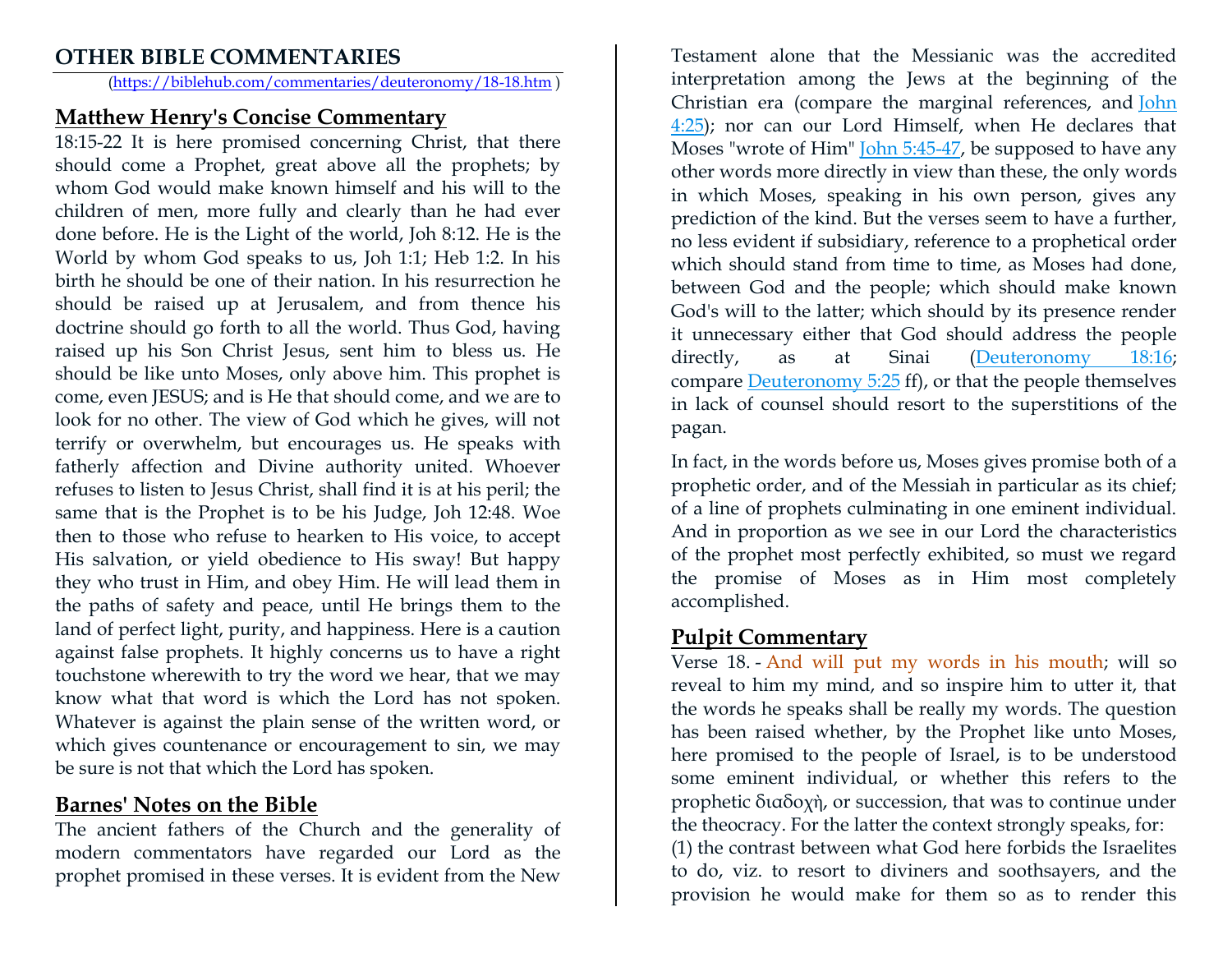# OTHER BIBLE COMMENTARIES

(https://biblehub.com/commentaries/deuteronomy/18-18.htm )

## Matthew Henry's Concise Commentary

18:15-22 It is here promised concerning Christ, that there should come a Prophet, great above all the prophets; by whom God would make known himself and his will to the children of men, more fully and clearly than he had ever done before. He is the Light of the world, Joh 8:12. He is the World by whom God speaks to us, Joh 1:1; Heb 1:2. In his birth he should be one of their nation. In his resurrection he should be raised up at Jerusalem, and from thence his doctrine should go forth to all the world. Thus God, having raised up his Son Christ Jesus, sent him to bless us. He should be like unto Moses, only above him. This prophet is come, even JESUS; and is He that should come, and we are to look for no other. The view of God which he gives, will not terrify or overwhelm, but encourages us. He speaks with fatherly affection and Divine authority united. Whoever refuses to listen to Jesus Christ, shall find it is at his peril; the same that is the Prophet is to be his Judge, Joh 12:48. Woe then to those who refuse to hearken to His voice, to accept His salvation, or yield obedience to His sway! But happy they who trust in Him, and obey Him. He will lead them in the paths of safety and peace, until He brings them to the land of perfect light, purity, and happiness. Here is a caution against false prophets. It highly concerns us to have a right touchstone wherewith to try the word we hear, that we may know what that word is which the Lord has not spoken. Whatever is against the plain sense of the written word, or which gives countenance or encouragement to sin, we may be sure is not that which the Lord has spoken.

## Barnes' Notes on the Bible

The ancient fathers of the Church and the generality of modern commentators have regarded our Lord as the prophet promised in these verses. It is evident from the New Testament alone that the Messianic was the accredited interpretation among the Jews at the beginning of the Christian era (compare the marginal references, and John 4:25); nor can our Lord Himself, when He declares that Moses "wrote of Him" John 5:45-47, be supposed to have any other words more directly in view than these, the only words in which Moses, speaking in his own person, gives any prediction of the kind. But the verses seem to have a further, no less evident if subsidiary, reference to a prophetical order which should stand from time to time, as Moses had done, between God and the people; which should make known God's will to the latter; which should by its presence render it unnecessary either that God should address the people directly, as at Sinai (Deuteronomy 18:16; compare Deuteronomy 5:25 ff), or that the people themselves in lack of counsel should resort to the superstitions of the pagan.

In fact, in the words before us, Moses gives promise both of a prophetic order, and of the Messiah in particular as its chief; of a line of prophets culminating in one eminent individual. And in proportion as we see in our Lord the characteristics of the prophet most perfectly exhibited, so must we regard the promise of Moses as in Him most completely accomplished.

## Pulpit Commentary

Verse 18. - And will put my words in his mouth; will so reveal to him my mind, and so inspire him to utter it, that the words he speaks shall be really my words. The question has been raised whether, by the Prophet like unto Moses, here promised to the people of Israel, is to be understood some eminent individual, or whether this refers to the prophetic διαδοχὴ, or succession, that was to continue under the theocracy. For the latter the context strongly speaks, for:

(1) the contrast between what God here forbids the Israelites to do, viz. to resort to diviners and soothsayers, and the provision he would make for them so as to render this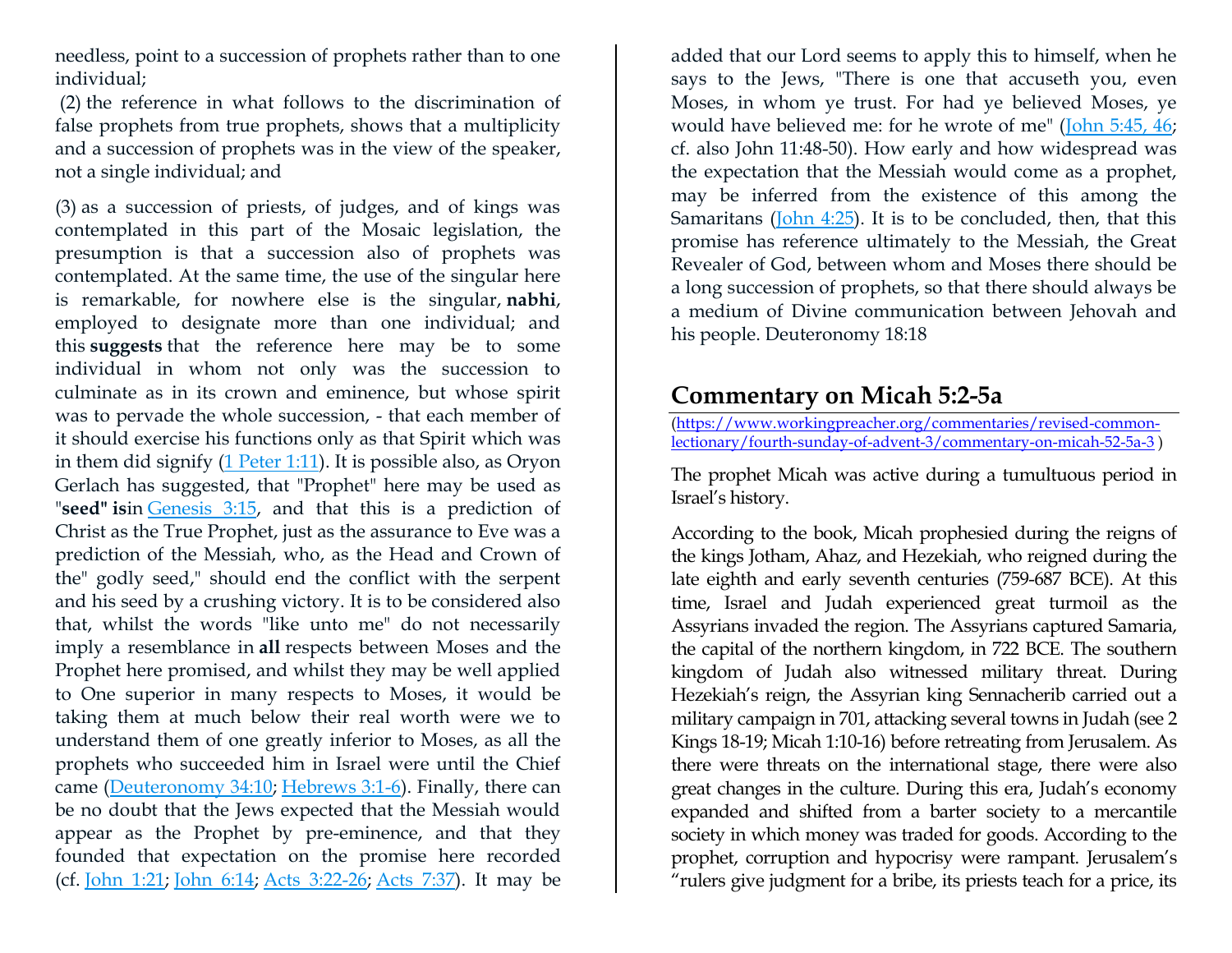needless, point to a succession of prophets rather than to one individual;

(2) the reference in what follows to the discrimination of false prophets from true prophets, shows that a multiplicity and a succession of prophets was in the view of the speaker, not a single individual; and

(3) as a succession of priests, of judges, and of kings was contemplated in this part of the Mosaic legislation, the presumption is that a succession also of prophets was contemplated. At the same time, the use of the singular here is remarkable, for nowhere else is the singular, **nabhi**, employed to designate more than one individual; and this **suggests** that the reference here may be to some individual in whom not only was the succession to culminate as in its crown and eminence, but whose spirit was to pervade the whole succession, - that each member of it should exercise his functions only as that Spirit which was in them did signify (1 Peter 1:11). It is possible also, as Oryon Gerlach has suggested, that "Prophet" here may be used as "**seed" is**in Genesis 3:15, and that this is a prediction of Christ as the True Prophet, just as the assurance to Eve was a prediction of the Messiah, who, as the Head and Crown of the" godly seed," should end the conflict with the serpent and his seed by a crushing victory. It is to be considered also that, whilst the words "like unto me" do not necessarily imply a resemblance in **all** respects between Moses and the Prophet here promised, and whilst they may be well applied to One superior in many respects to Moses, it would be taking them at much below their real worth were we to understand them of one greatly inferior to Moses, as all the prophets who succeeded him in Israel were until the Chief came (Deuteronomy 34:10; Hebrews 3:1-6). Finally, there can be no doubt that the Jews expected that the Messiah would appear as the Prophet by pre-eminence, and that they founded that expectation on the promise here recorded (cf. John 1:21; John 6:14; Acts 3:22-26; Acts 7:37). It may be added that our Lord seems to apply this to himself, when he says to the Jews, "There is one that accuseth you, even Moses, in whom ye trust. For had ye believed Moses, ye would have believed me: for he wrote of me" (John 5:45, 46; cf. also John 11:48-50). How early and how widespread was the expectation that the Messiah would come as a prophet, may be inferred from the existence of this among the Samaritans (John 4:25). It is to be concluded, then, that this promise has reference ultimately to the Messiah, the Great Revealer of God, between whom and Moses there should be a long succession of prophets, so that there should always be a medium of Divine communication between Jehovah and his people. Deuteronomy 18:18

## Commentary on Micah 5:2-5a

(https://www.workingpreacher.org/commentaries/revised-common-lectionary/fourth-sunday-of-advent-3/commentary-on-micah-52-5a-3 )

The prophet Micah was active during a tumultuous period in Israel's history.

According to the book, Micah prophesied during the reigns of the kings Jotham, Ahaz, and Hezekiah, who reigned during the late eighth and early seventh centuries (759-687 BCE). At this time, Israel and Judah experienced great turmoil as the Assyrians invaded the region. The Assyrians captured Samaria, the capital of the northern kingdom, in 722 BCE. The southern kingdom of Judah also witnessed military threat. During Hezekiah's reign, the Assyrian king Sennacherib carried out a military campaign in 701, attacking several towns in Judah (see 2 Kings 18-19; Micah 1:10-16) before retreating from Jerusalem. As there were threats on the international stage, there were also great changes in the culture. During this era, Judah's economy expanded and shifted from a barter society to a mercantile society in which money was traded for goods. According to the prophet, corruption and hypocrisy were rampant. Jerusalem's "rulers give judgment for a bribe, its priests teach for a price, its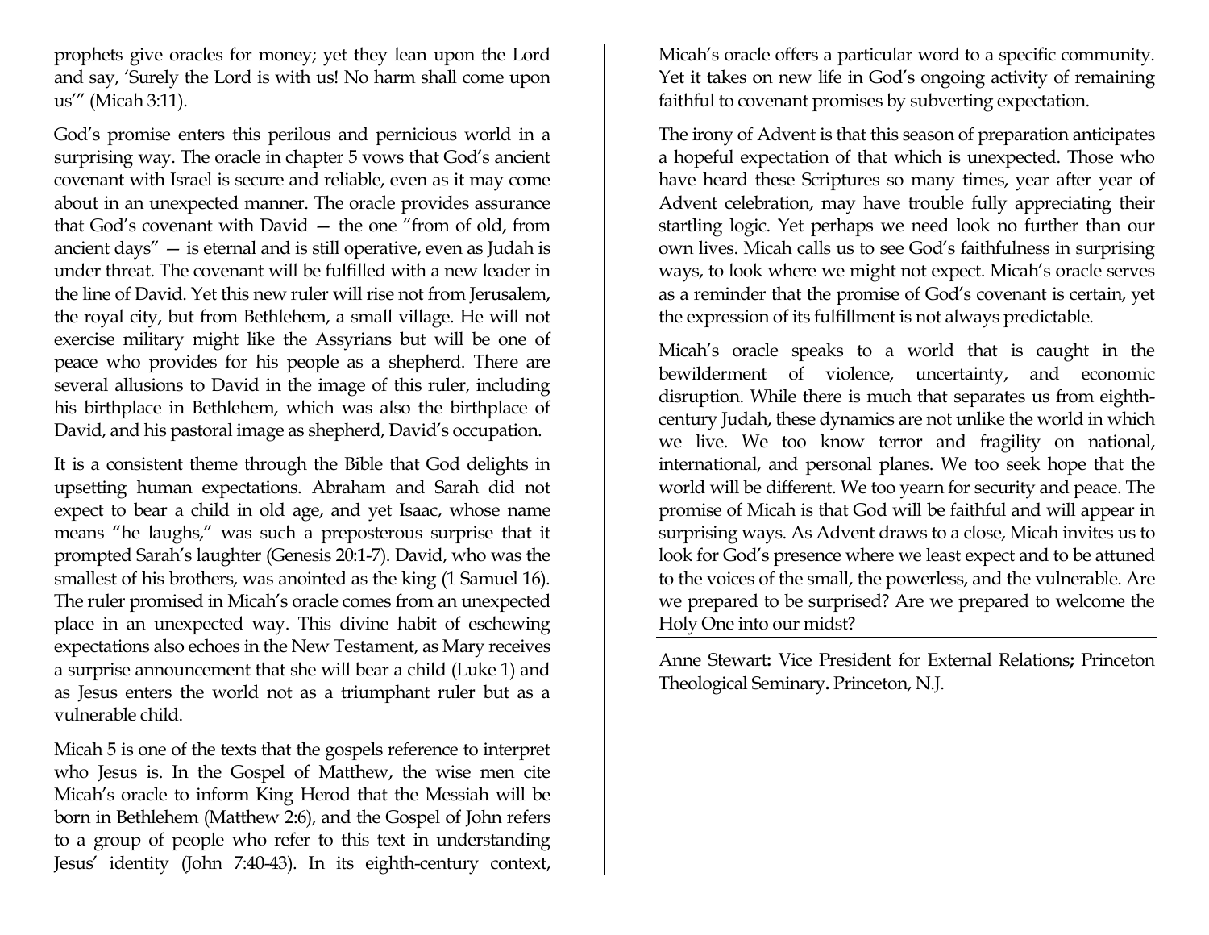prophets give oracles for money; yet they lean upon the Lord and say, 'Surely the Lord is with us! No harm shall come upon us'" (Micah 3:11).

God's promise enters this perilous and pernicious world in a surprising way. The oracle in chapter 5 vows that God's ancient covenant with Israel is secure and reliable, even as it may come about in an unexpected manner. The oracle provides assurance that God's covenant with David — the one "from of old, from ancient days" — is eternal and is still operative, even as Judah is under threat. The covenant will be fulfilled with a new leader in the line of David. Yet this new ruler will rise not from Jerusalem, the royal city, but from Bethlehem, a small village. He will not exercise military might like the Assyrians but will be one of peace who provides for his people as a shepherd. There are several allusions to David in the image of this ruler, including his birthplace in Bethlehem, which was also the birthplace of David, and his pastoral image as shepherd, David's occupation.

It is a consistent theme through the Bible that God delights in upsetting human expectations. Abraham and Sarah did not expect to bear a child in old age, and yet Isaac, whose name means "he laughs," was such a preposterous surprise that it prompted Sarah's laughter (Genesis 20:1-7). David, who was the smallest of his brothers, was anointed as the king (1 Samuel 16). The ruler promised in Micah's oracle comes from an unexpected place in an unexpected way. This divine habit of eschewing expectations also echoes in the New Testament, as Mary receives a surprise announcement that she will bear a child (Luke 1) and as Jesus enters the world not as a triumphant ruler but as a vulnerable child.

Micah 5 is one of the texts that the gospels reference to interpret who Jesus is. In the Gospel of Matthew, the wise men cite Micah's oracle to inform King Herod that the Messiah will be born in Bethlehem (Matthew 2:6), and the Gospel of John refers to a group of people who refer to this text in understanding Jesus' identity (John 7:40-43). In its eighth-century context, Micah's oracle offers a particular word to a specific community. Yet it takes on new life in God's ongoing activity of remaining faithful to covenant promises by subverting expectation.

The irony of Advent is that this season of preparation anticipates a hopeful expectation of that which is unexpected. Those who have heard these Scriptures so many times, year after year of Advent celebration, may have trouble fully appreciating their startling logic. Yet perhaps we need look no further than our own lives. Micah calls us to see God's faithfulness in surprising ways, to look where we might not expect. Micah's oracle serves as a reminder that the promise of God's covenant is certain, yet the expression of its fulfillment is not always predictable.

Micah's oracle speaks to a world that is caught in the bewilderment of violence, uncertainty, and economic disruption. While there is much that separates us from eighth-century Judah, these dynamics are not unlike the world in which we live. We too know terror and fragility on national, international, and personal planes. We too seek hope that the world will be different. We too yearn for security and peace. The promise of Micah is that God will be faithful and will appear in surprising ways. As Advent draws to a close, Micah invites us to look for God's presence where we least expect and to be attuned to the voices of the small, the powerless, and the vulnerable. Are we prepared to be surprised? Are we prepared to welcome the Holy One into our midst?

---

Anne Stewart**:** Vice President for External Relations**;** Princeton Theological Seminary**.** Princeton, N.J.